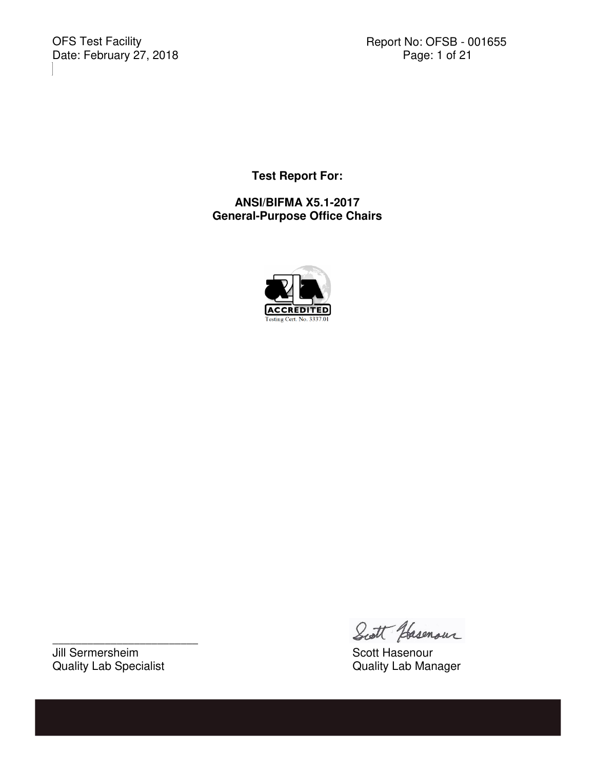OFS Test Facility
Date: February 27, 2018

Report No: OFSB - 001655

**Test Report For:**

**ANSI/BIFMA X5.1-2017**
**General-Purpose Office Chairs**

ACCREDITED
Testing Cert. No. 3337.01

\_\_\_\_\_\_\_\_\_\_\_\_\_\_\_\_\_\_\_\_\_\_\_\_\_
Jill Sermersheim
Quality Lab Specialist

Scott Hasenour
Quality Lab Manager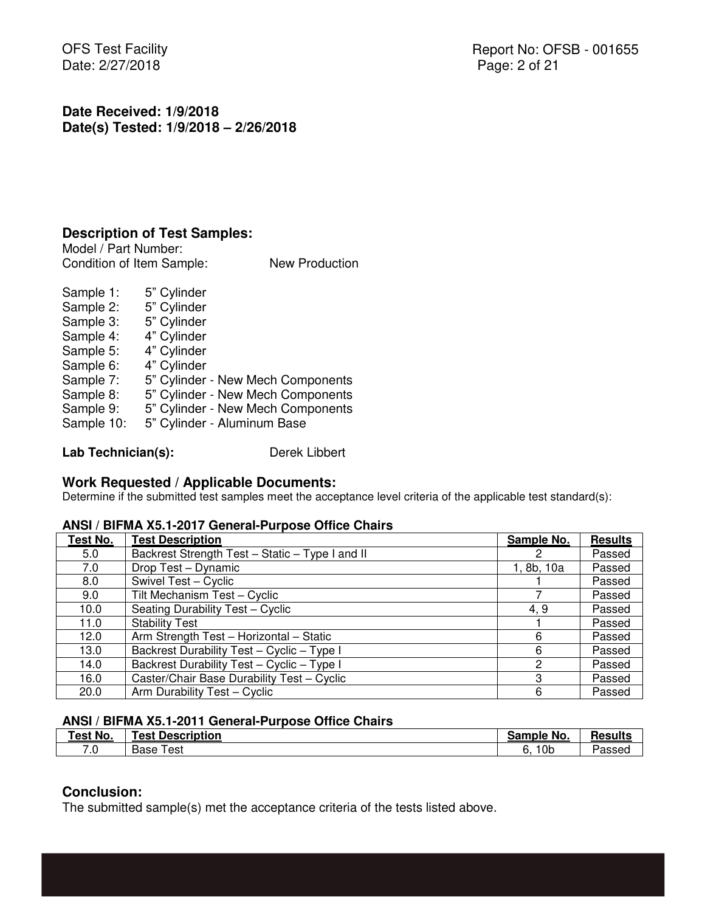**Date Received: 1/9/2018**
**Date(s) Tested: 1/9/2018 – 2/26/2018**

## Description of Test Samples:

Model / Part Number:
Condition of Item Sample: New Production

Sample 1: 5” Cylinder
Sample 2: 5” Cylinder
Sample 3: 5” Cylinder
Sample 4: 4” Cylinder
Sample 5: 4” Cylinder
Sample 6: 4” Cylinder
Sample 7: 5” Cylinder - New Mech Components
Sample 8: 5” Cylinder - New Mech Components
Sample 9: 5” Cylinder - New Mech Components
Sample 10: 5” Cylinder - Aluminum Base

**Lab Technician(s):** Derek Libbert

## Work Requested / Applicable Documents:

Determine if the submitted test samples meet the acceptance level criteria of the applicable test standard(s):

**ANSI / BIFMA X5.1-2017 General-Purpose Office Chairs**

| Test No. | Test Description | Sample No. | Results |
|---|---|---|---|
| 5.0 | Backrest Strength Test – Static – Type I and II | 2 | Passed |
| 7.0 | Drop Test – Dynamic | 1, 8b, 10a | Passed |
| 8.0 | Swivel Test – Cyclic | 1 | Passed |
| 9.0 | Tilt Mechanism Test – Cyclic | 7 | Passed |
| 10.0 | Seating Durability Test – Cyclic | 4, 9 | Passed |
| 11.0 | Stability Test | 1 | Passed |
| 12.0 | Arm Strength Test – Horizontal – Static | 6 | Passed |
| 13.0 | Backrest Durability Test – Cyclic – Type I | 6 | Passed |
| 14.0 | Backrest Durability Test – Cyclic – Type I | 2 | Passed |
| 16.0 | Caster/Chair Base Durability Test – Cyclic | 3 | Passed |
| 20.0 | Arm Durability Test – Cyclic | 6 | Passed |

**ANSI / BIFMA X5.1-2011 General-Purpose Office Chairs**

| Test No. | Test Description | Sample No. | Results |
|---|---|---|---|
| 7.0 | Base Test | 6, 10b | Passed |

## Conclusion:

The submitted sample(s) met the acceptance criteria of the tests listed above.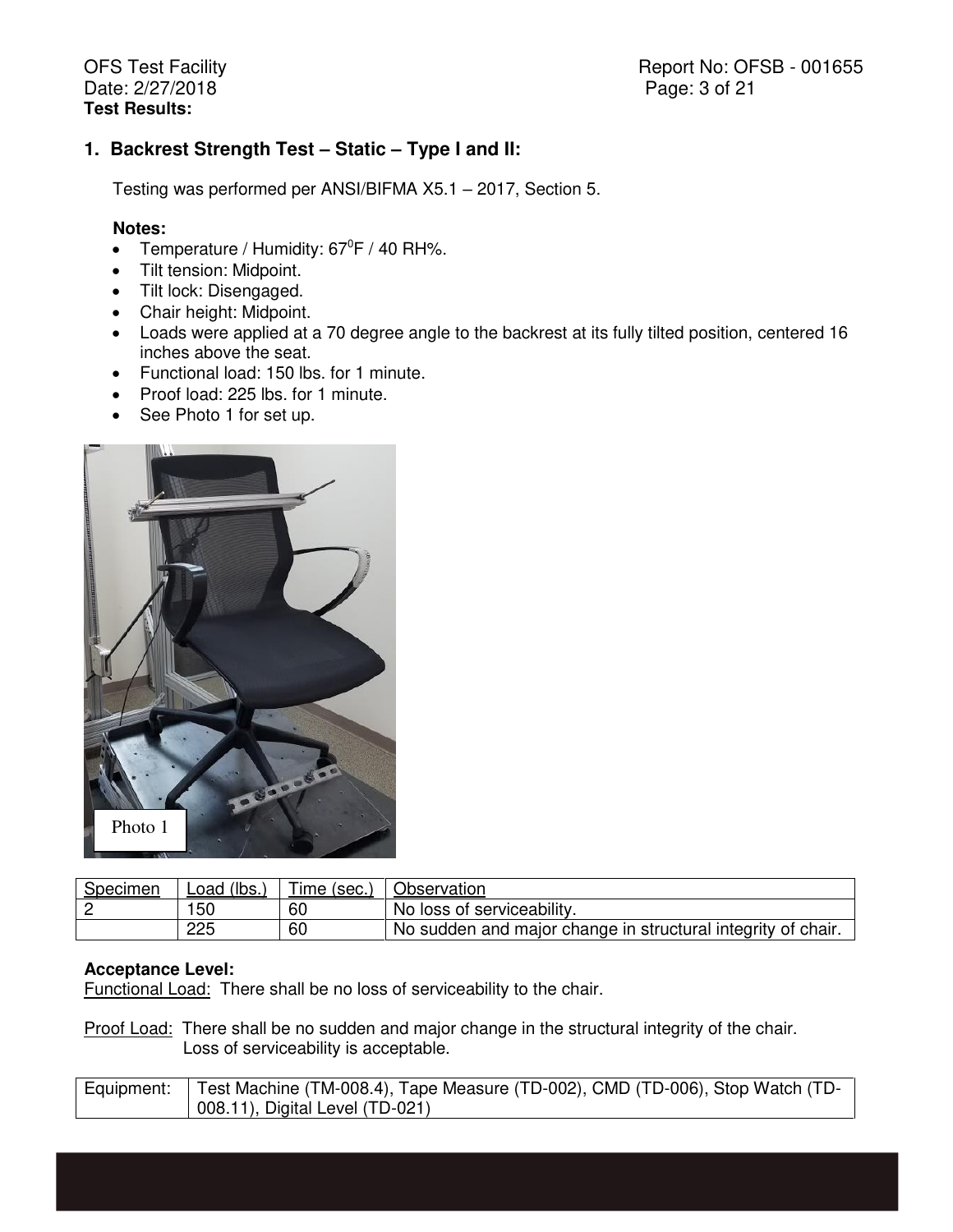**Test Results:**

## 1. Backrest Strength Test – Static – Type I and II:

Testing was performed per ANSI/BIFMA X5.1 – 2017, Section 5.

**Notes:**

- Temperature / Humidity: $67^0$F / 40 RH%.
- Tilt tension: Midpoint.
- Tilt lock: Disengaged.
- Chair height: Midpoint.
- Loads were applied at a 70 degree angle to the backrest at its fully tilted position, centered 16 inches above the seat.
- Functional load: 150 lbs. for 1 minute.
- Proof load: 225 lbs. for 1 minute.
- See Photo 1 for set up.

Photo 1

| Specimen | Load (lbs.) | Time (sec.) | Observation |
|---|---|---|---|
| 2 | 150 | 60 | No loss of serviceability. |
| | 225 | 60 | No sudden and major change in structural integrity of chair. |

**Acceptance Level:**

Functional Load: There shall be no loss of serviceability to the chair.

Proof Load: There shall be no sudden and major change in the structural integrity of the chair. Loss of serviceability is acceptable.

| Equipment: | Test Machine (TM-008.4), Tape Measure (TD-002), CMD (TD-006), Stop Watch (TD-008.11), Digital Level (TD-021) |
|---|---|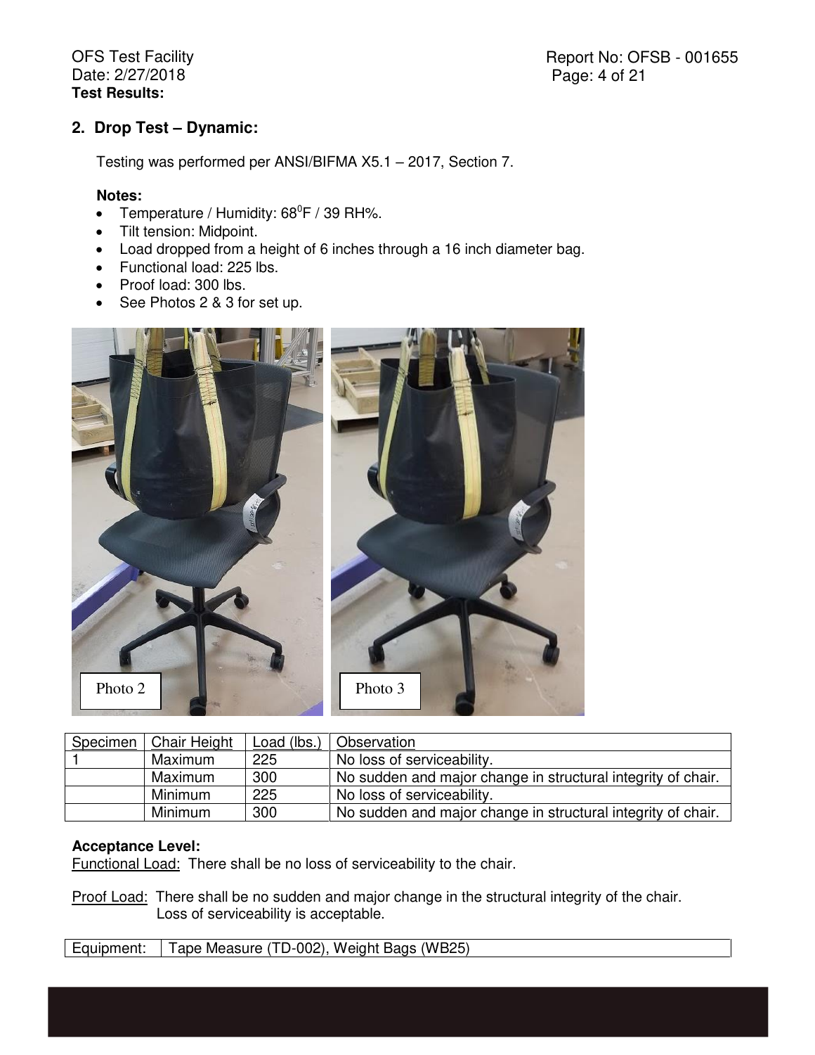**Test Results:**

## 2. Drop Test – Dynamic:

Testing was performed per ANSI/BIFMA X5.1 – 2017, Section 7.

**Notes:**

- Temperature / Humidity: $68^0$F / 39 RH%.
- Tilt tension: Midpoint.
- Load dropped from a height of 6 inches through a 16 inch diameter bag.
- Functional load: 225 lbs.
- Proof load: 300 lbs.
- See Photos 2 & 3 for set up.

Photo 2

Photo 3

| Specimen | Chair Height | Load (lbs.) | Observation |
|---|---|---|---|
| 1 | Maximum | 225 | No loss of serviceability. |
| | Maximum | 300 | No sudden and major change in structural integrity of chair. |
| | Minimum | 225 | No loss of serviceability. |
| | Minimum | 300 | No sudden and major change in structural integrity of chair. |

**Acceptance Level:**

Functional Load: There shall be no loss of serviceability to the chair.

Proof Load: There shall be no sudden and major change in the structural integrity of the chair. Loss of serviceability is acceptable.

| Equipment: | Tape Measure (TD-002), Weight Bags (WB25) |
|---|---|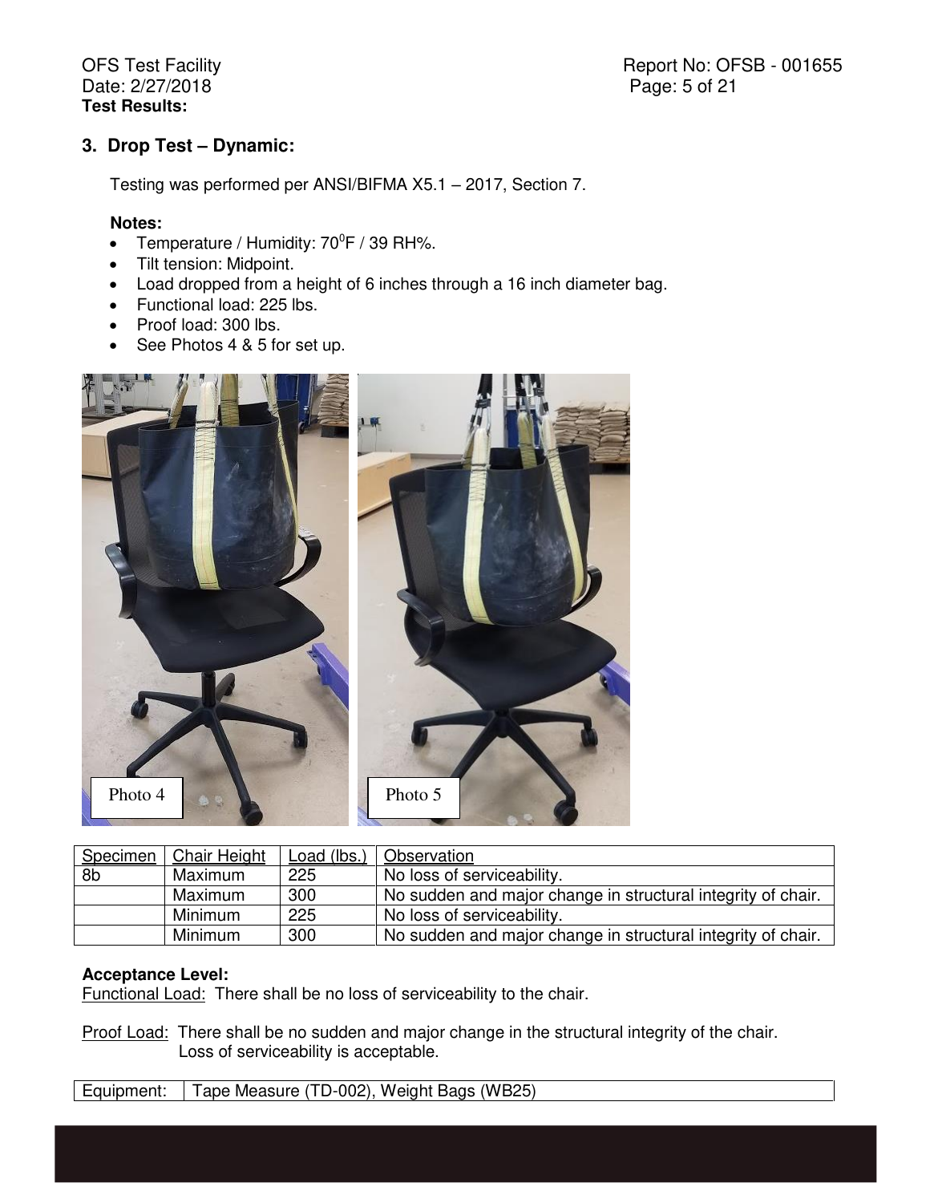**Test Results:**

## 3. Drop Test – Dynamic:

Testing was performed per ANSI/BIFMA X5.1 – 2017, Section 7.

**Notes:**

- Temperature / Humidity: $70^0$F / 39 RH%.
- Tilt tension: Midpoint.
- Load dropped from a height of 6 inches through a 16 inch diameter bag.
- Functional load: 225 lbs.
- Proof load: 300 lbs.
- See Photos 4 & 5 for set up.

Photo 4

Photo 5

| Specimen | Chair Height | Load (lbs.) | Observation |
|---|---|---|---|
| 8b | Maximum | 225 | No loss of serviceability. |
| | Maximum | 300 | No sudden and major change in structural integrity of chair. |
| | Minimum | 225 | No loss of serviceability. |
| | Minimum | 300 | No sudden and major change in structural integrity of chair. |

**Acceptance Level:**

Functional Load: There shall be no loss of serviceability to the chair.

Proof Load: There shall be no sudden and major change in the structural integrity of the chair. Loss of serviceability is acceptable.

| Equipment: | Tape Measure (TD-002), Weight Bags (WB25) |
|---|---|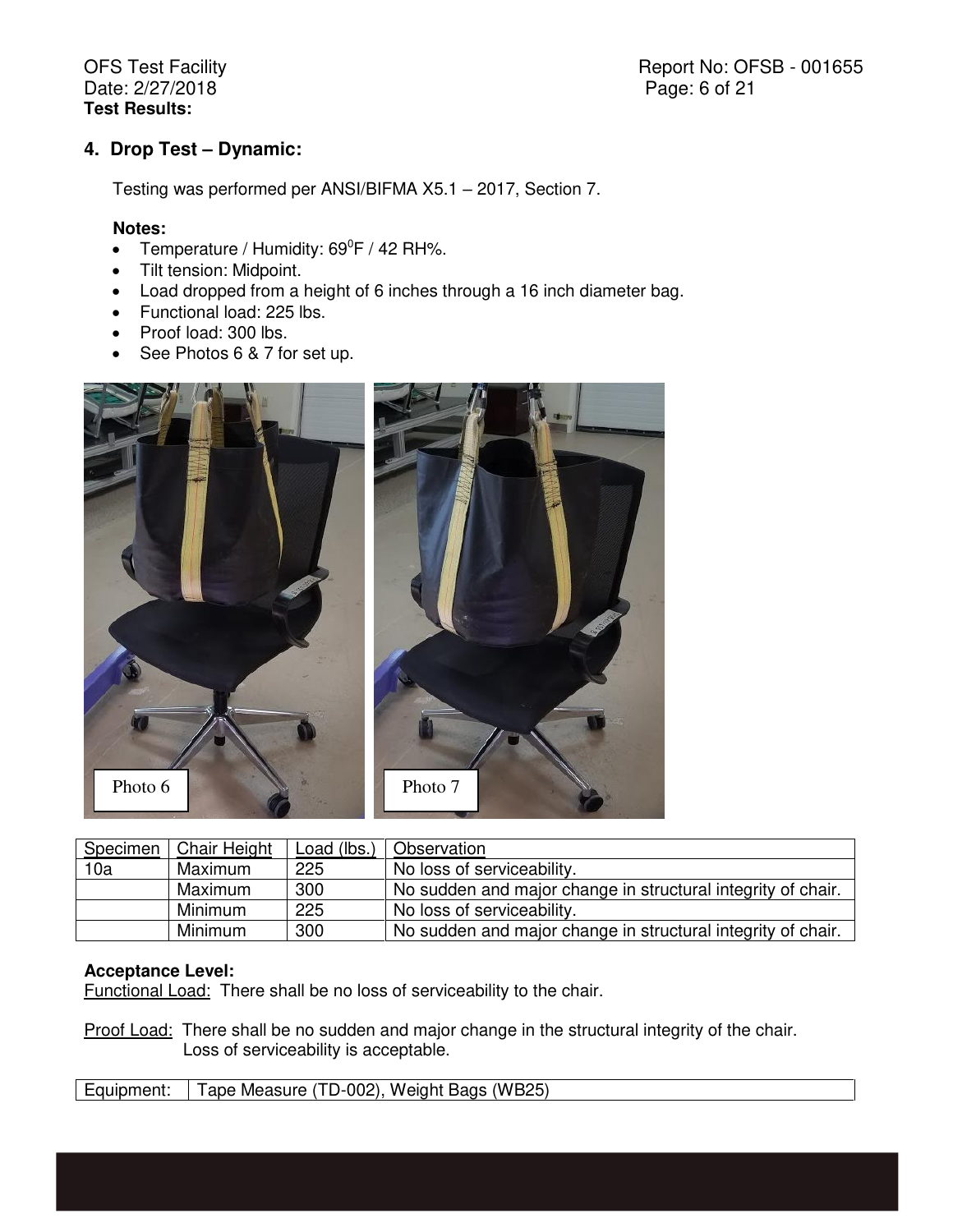**Test Results:**

### 4. Drop Test – Dynamic:

Testing was performed per ANSI/BIFMA X5.1 – 2017, Section 7.

**Notes:**

- Temperature / Humidity: 69$^{0}$F / 42 RH%.
- Tilt tension: Midpoint.
- Load dropped from a height of 6 inches through a 16 inch diameter bag.
- Functional load: 225 lbs.
- Proof load: 300 lbs.
- See Photos 6 & 7 for set up.

Photo 6

Photo 7

| Specimen | Chair Height | Load (lbs.) | Observation |
|---|---|---|---|
| 10a | Maximum | 225 | No loss of serviceability. |
| | Maximum | 300 | No sudden and major change in structural integrity of chair. |
| | Minimum | 225 | No loss of serviceability. |
| | Minimum | 300 | No sudden and major change in structural integrity of chair. |

**Acceptance Level:**

Functional Load: There shall be no loss of serviceability to the chair.

Proof Load: There shall be no sudden and major change in the structural integrity of the chair. Loss of serviceability is acceptable.

| Equipment: | Tape Measure (TD-002), Weight Bags (WB25) |
|---|---|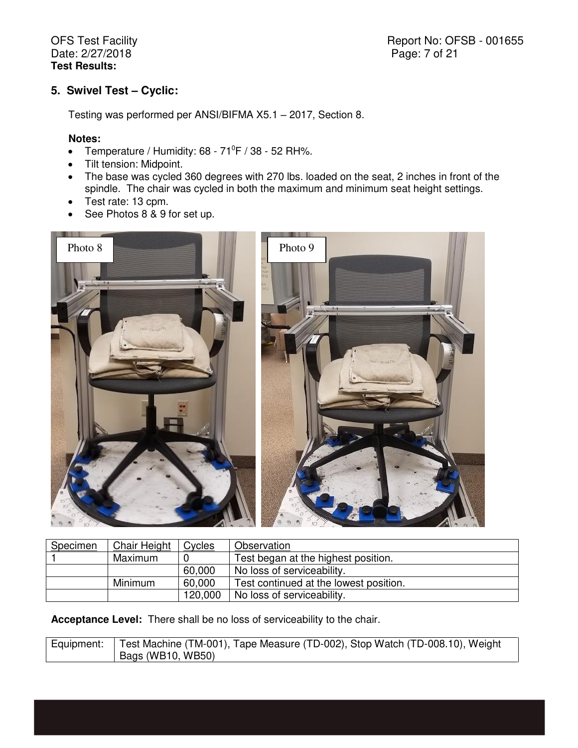**Test Results:**

## 5. Swivel Test – Cyclic:

Testing was performed per ANSI/BIFMA X5.1 – 2017, Section 8.

**Notes:**

- Temperature / Humidity: 68 - 71$^0$F / 38 - 52 RH%.
- Tilt tension: Midpoint.
- The base was cycled 360 degrees with 270 lbs. loaded on the seat, 2 inches in front of the spindle. The chair was cycled in both the maximum and minimum seat height settings.
- Test rate: 13 cpm.
- See Photos 8 & 9 for set up.

Photo 8

Photo 9

| Specimen | Chair Height | Cycles | Observation |
|---|---|---|---|
| 1 | Maximum | 0 | Test began at the highest position. |
| | | 60,000 | No loss of serviceability. |
| | Minimum | 60,000 | Test continued at the lowest position. |
| | | 120,000 | No loss of serviceability. |

**Acceptance Level:** There shall be no loss of serviceability to the chair.

| Equipment: | Test Machine (TM-001), Tape Measure (TD-002), Stop Watch (TD-008.10), Weight Bags (WB10, WB50) |
|---|---|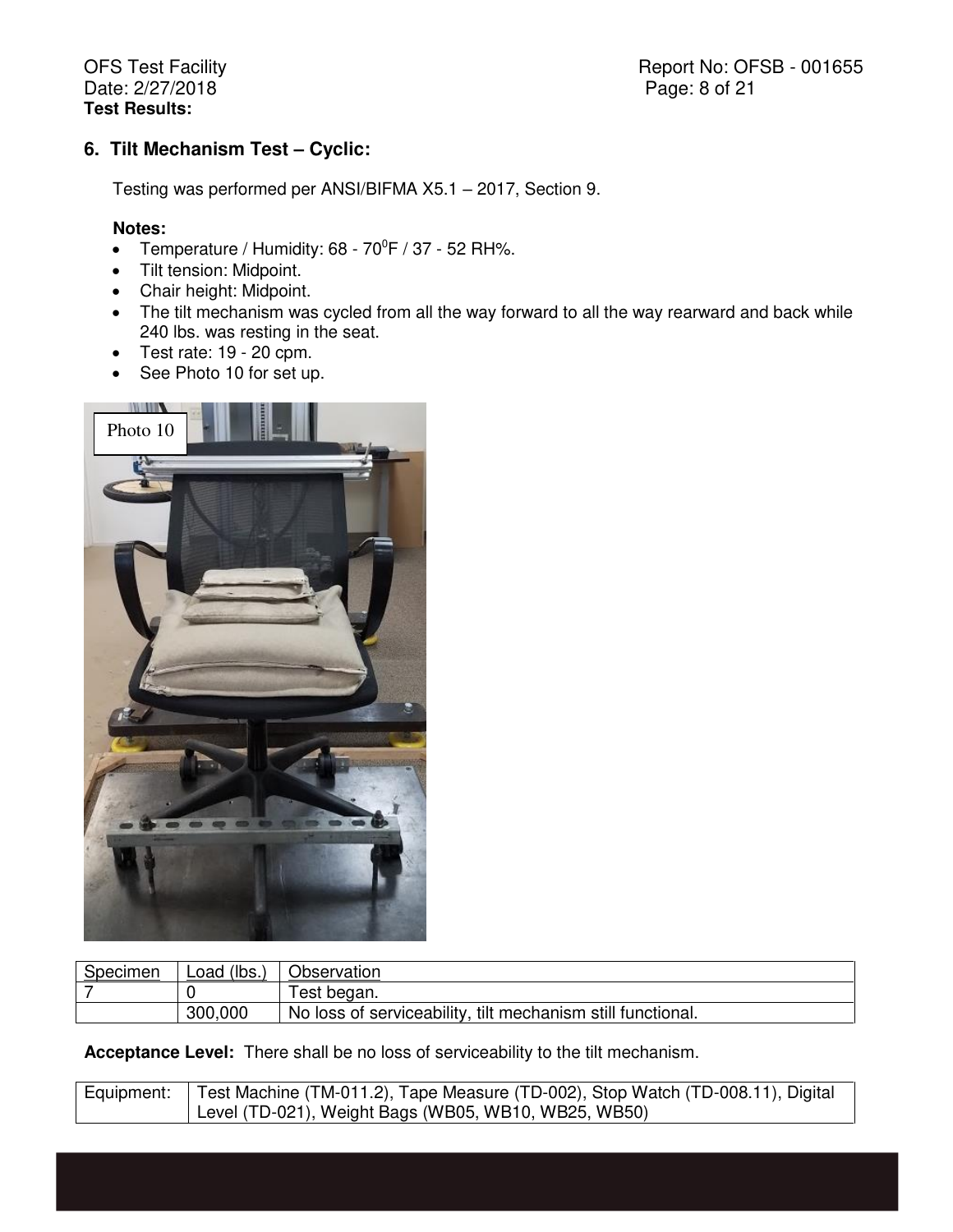**Test Results:**

## 6. Tilt Mechanism Test – Cyclic:

Testing was performed per ANSI/BIFMA X5.1 – 2017, Section 9.

**Notes:**

- Temperature / Humidity: 68 - 70$^0$F / 37 - 52 RH%.
- Tilt tension: Midpoint.
- Chair height: Midpoint.
- The tilt mechanism was cycled from all the way forward to all the way rearward and back while 240 lbs. was resting in the seat.
- Test rate: 19 - 20 cpm.
- See Photo 10 for set up.

Photo 10

| Specimen | Load (lbs.) | Observation |
|---|---|---|
| 7 | 0 | Test began. |
| | 300,000 | No loss of serviceability, tilt mechanism still functional. |

**Acceptance Level:** There shall be no loss of serviceability to the tilt mechanism.

| Equipment: | Test Machine (TM-011.2), Tape Measure (TD-002), Stop Watch (TD-008.11), Digital Level (TD-021), Weight Bags (WB05, WB10, WB25, WB50) |
|---|---|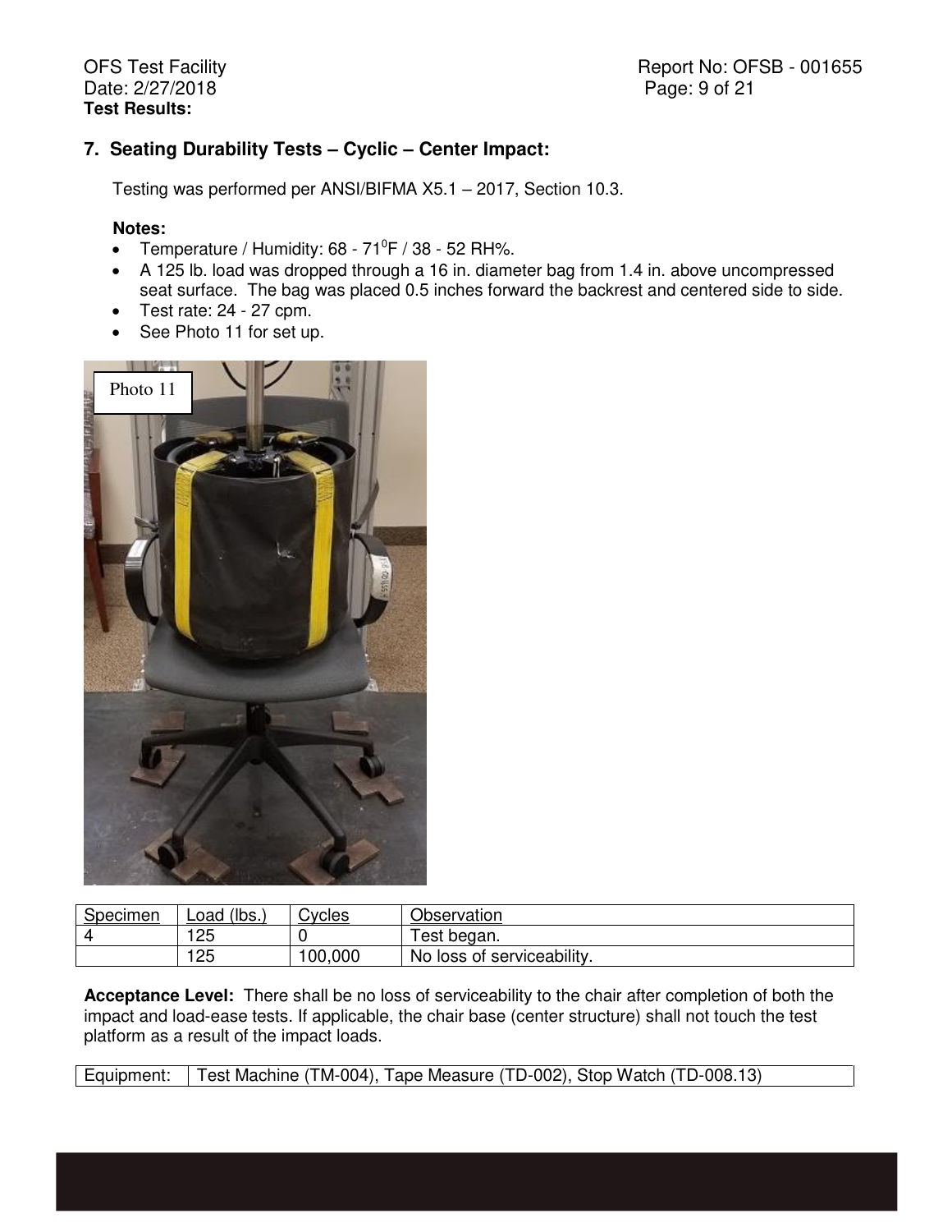**Test Results:**

## 7. Seating Durability Tests – Cyclic – Center Impact:

Testing was performed per ANSI/BIFMA X5.1 – 2017, Section 10.3.

**Notes:**

- Temperature / Humidity: 68 - 71$^0$F / 38 - 52 RH%.
- A 125 lb. load was dropped through a 16 in. diameter bag from 1.4 in. above uncompressed seat surface. The bag was placed 0.5 inches forward the backrest and centered side to side.
- Test rate: 24 - 27 cpm.
- See Photo 11 for set up.

Photo 11

| Specimen | Load (lbs.) | Cycles | Observation |
|---|---|---|---|
| 4 | 125 | 0 | Test began. |
| | 125 | 100,000 | No loss of serviceability. |

**Acceptance Level:** There shall be no loss of serviceability to the chair after completion of both the impact and load-ease tests. If applicable, the chair base (center structure) shall not touch the test platform as a result of the impact loads.

| Equipment: | Test Machine (TM-004), Tape Measure (TD-002), Stop Watch (TD-008.13) |
|---|---|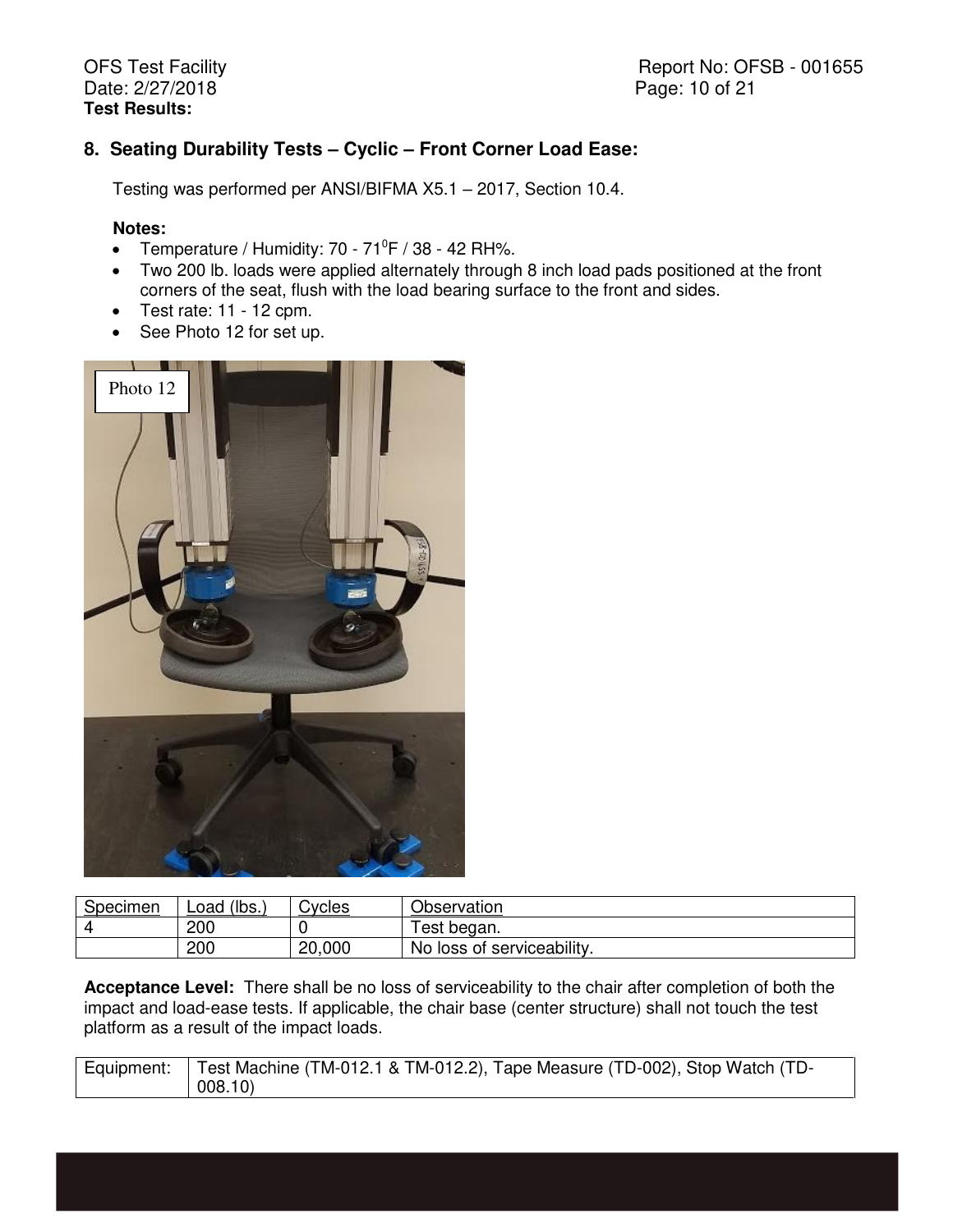**Test Results:**

## 8. Seating Durability Tests – Cyclic – Front Corner Load Ease:

Testing was performed per ANSI/BIFMA X5.1 – 2017, Section 10.4.

**Notes:**

- Temperature / Humidity: 70 - 71$^{0}$F / 38 - 42 RH%.
- Two 200 lb. loads were applied alternately through 8 inch load pads positioned at the front corners of the seat, flush with the load bearing surface to the front and sides.
- Test rate: 11 - 12 cpm.
- See Photo 12 for set up.

Photo 12

| Specimen | Load (lbs.) | Cycles | Observation |
|---|---|---|---|
| 4 | 200 | 0 | Test began. |
| | 200 | 20,000 | No loss of serviceability. |

**Acceptance Level:** There shall be no loss of serviceability to the chair after completion of both the impact and load-ease tests. If applicable, the chair base (center structure) shall not touch the test platform as a result of the impact loads.

| Equipment: | Test Machine (TM-012.1 & TM-012.2), Tape Measure (TD-002), Stop Watch (TD-008.10) |
|---|---|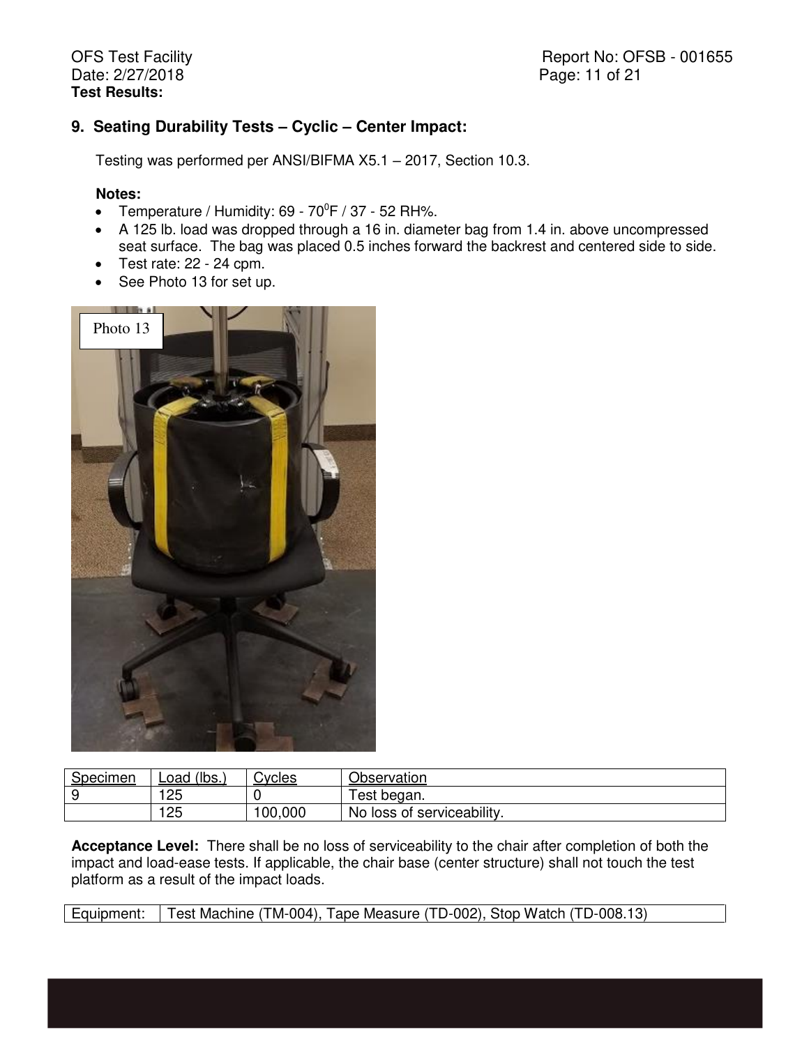**Test Results:**

## 9. Seating Durability Tests – Cyclic – Center Impact:

Testing was performed per ANSI/BIFMA X5.1 – 2017, Section 10.3.

**Notes:**

- Temperature / Humidity: 69 - 70$^0$F / 37 - 52 RH%.
- A 125 lb. load was dropped through a 16 in. diameter bag from 1.4 in. above uncompressed seat surface. The bag was placed 0.5 inches forward the backrest and centered side to side.
- Test rate: 22 - 24 cpm.
- See Photo 13 for set up.

Photo 13

| Specimen | Load (lbs.) | Cycles | Observation |
|---|---|---|---|
| 9 | 125 | 0 | Test began. |
| | 125 | 100,000 | No loss of serviceability. |

**Acceptance Level:** There shall be no loss of serviceability to the chair after completion of both the impact and load-ease tests. If applicable, the chair base (center structure) shall not touch the test platform as a result of the impact loads.

| Equipment: | Test Machine (TM-004), Tape Measure (TD-002), Stop Watch (TD-008.13) |
|---|---|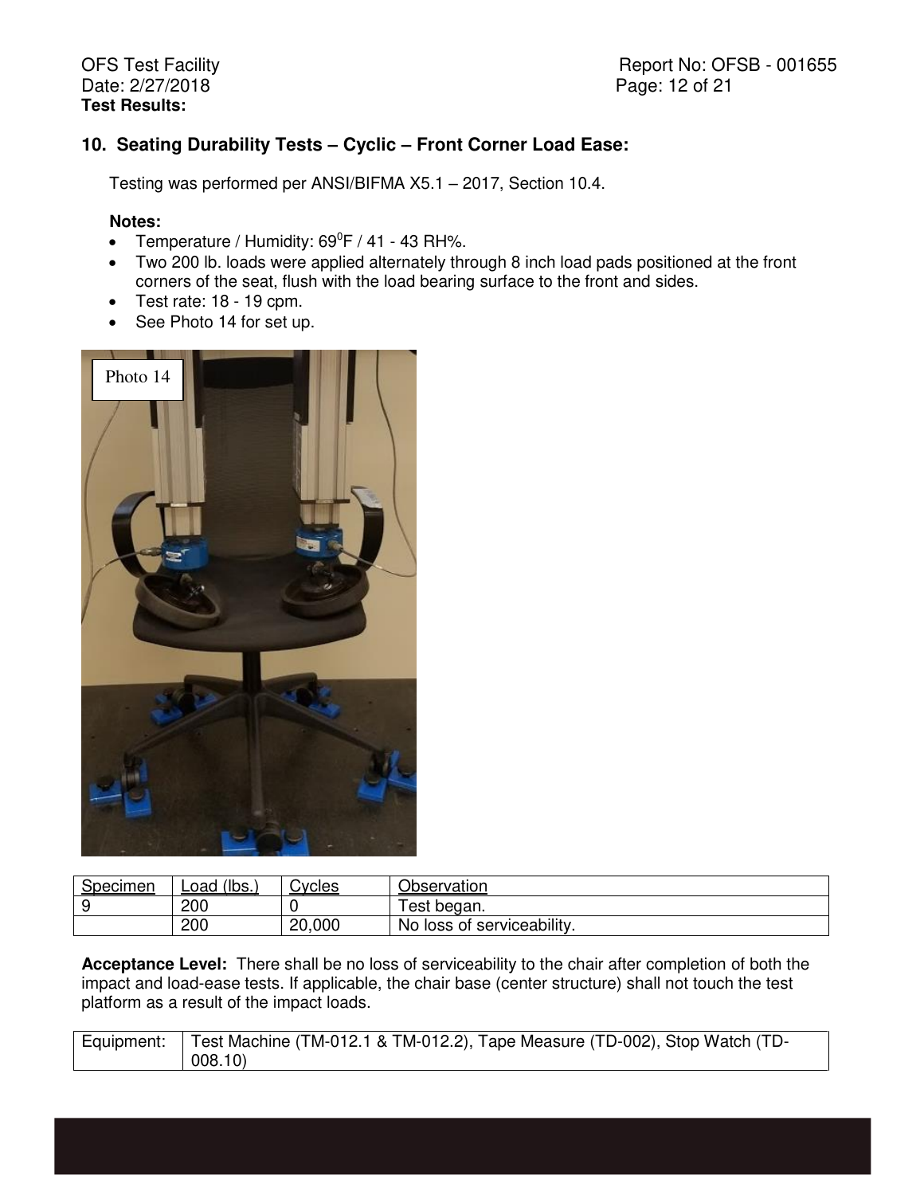**Test Results:**

## 10. Seating Durability Tests – Cyclic – Front Corner Load Ease:

Testing was performed per ANSI/BIFMA X5.1 – 2017, Section 10.4.

**Notes:**

- Temperature / Humidity: $69^0$F / 41 - 43 RH%.
- Two 200 lb. loads were applied alternately through 8 inch load pads positioned at the front corners of the seat, flush with the load bearing surface to the front and sides.
- Test rate: 18 - 19 cpm.
- See Photo 14 for set up.

Photo 14

| Specimen | Load (lbs.) | Cycles | Observation |
|---|---|---|---|
| 9 | 200 | 0 | Test began. |
| | 200 | 20,000 | No loss of serviceability. |

**Acceptance Level:** There shall be no loss of serviceability to the chair after completion of both the impact and load-ease tests. If applicable, the chair base (center structure) shall not touch the test platform as a result of the impact loads.

| Equipment: | Test Machine (TM-012.1 & TM-012.2), Tape Measure (TD-002), Stop Watch (TD-008.10) |
|---|---|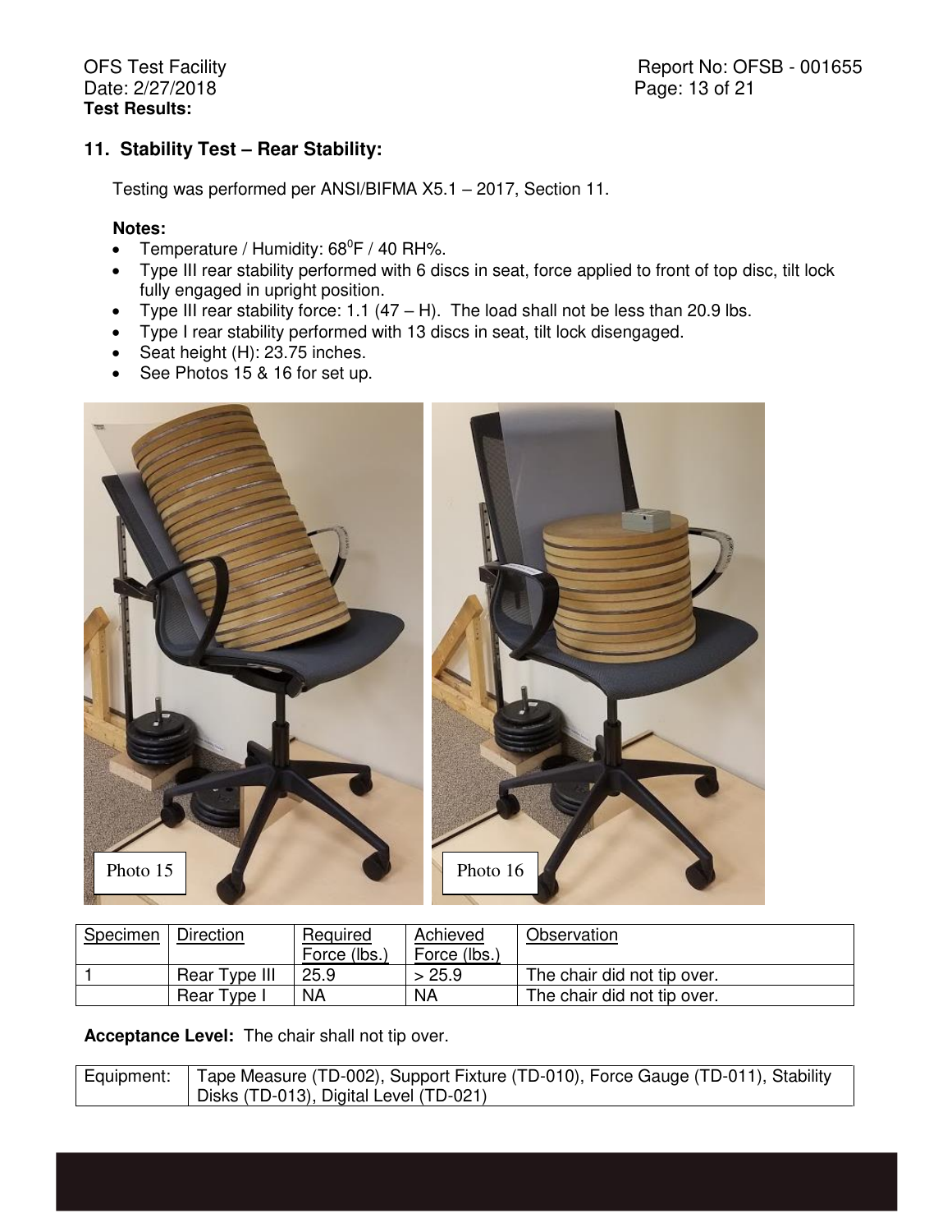**Test Results:**

## 11. Stability Test – Rear Stability:

Testing was performed per ANSI/BIFMA X5.1 – 2017, Section 11.

**Notes:**

- Temperature / Humidity: $68^0$F / 40 RH%.
- Type III rear stability performed with 6 discs in seat, force applied to front of top disc, tilt lock fully engaged in upright position.
- Type III rear stability force: 1.1 (47 – H). The load shall not be less than 20.9 lbs.
- Type I rear stability performed with 13 discs in seat, tilt lock disengaged.
- Seat height (H): 23.75 inches.
- See Photos 15 & 16 for set up.

Photo 15

Photo 16

| Specimen | Direction | Required Force (lbs.) | Achieved Force (lbs.) | Observation |
|---|---|---|---|---|
| 1 | Rear Type III | 25.9 | > 25.9 | The chair did not tip over. |
| | Rear Type I | NA | NA | The chair did not tip over. |

**Acceptance Level:** The chair shall not tip over.

| Equipment: | Tape Measure (TD-002), Support Fixture (TD-010), Force Gauge (TD-011), Stability Disks (TD-013), Digital Level (TD-021) |
|---|---|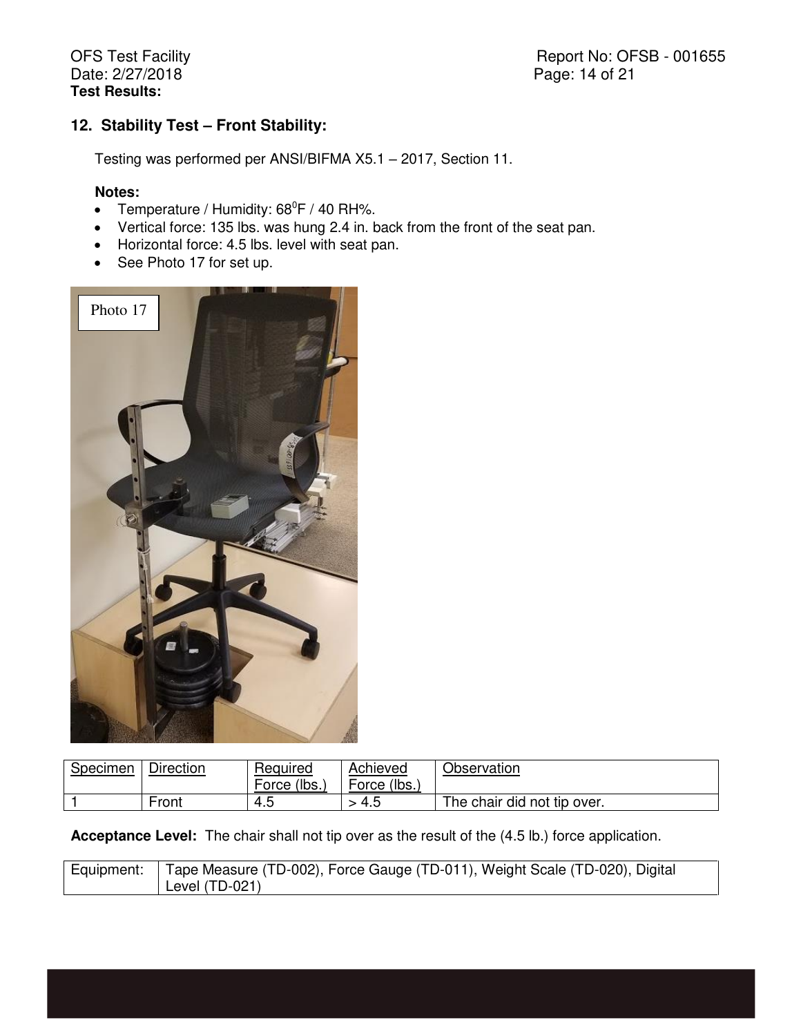**Test Results:**

## 12. Stability Test – Front Stability:

Testing was performed per ANSI/BIFMA X5.1 – 2017, Section 11.

**Notes:**

- Temperature / Humidity: $68^0$F / 40 RH%.
- Vertical force: 135 lbs. was hung 2.4 in. back from the front of the seat pan.
- Horizontal force: 4.5 lbs. level with seat pan.
- See Photo 17 for set up.

Photo 17

| Specimen | Direction | Required Force (lbs.) | Achieved Force (lbs.) | Observation |
|---|---|---|---|---|
| 1 | Front | 4.5 | > 4.5 | The chair did not tip over. |

**Acceptance Level:** The chair shall not tip over as the result of the (4.5 lb.) force application.

| Equipment: | Tape Measure (TD-002), Force Gauge (TD-011), Weight Scale (TD-020), Digital Level (TD-021) |
|---|---|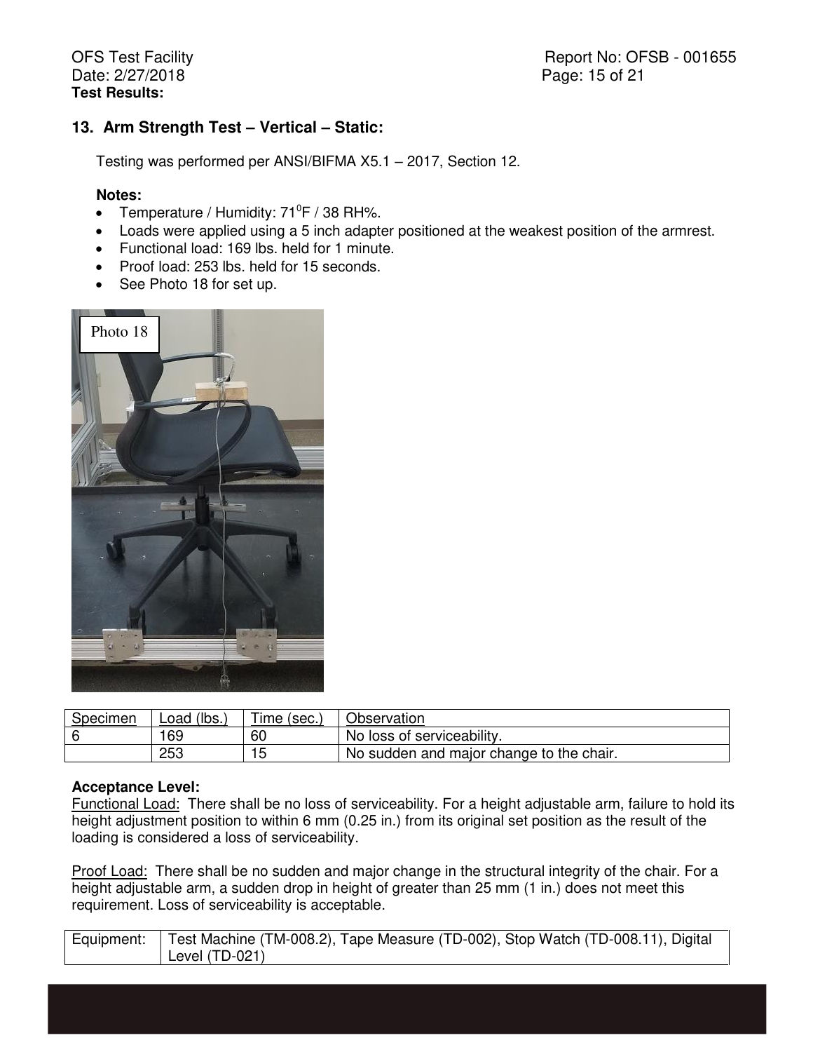**Test Results:**

## 13. Arm Strength Test – Vertical – Static:

Testing was performed per ANSI/BIFMA X5.1 – 2017, Section 12.

**Notes:**

- Temperature / Humidity: 71$^{0}$F / 38 RH%.
- Loads were applied using a 5 inch adapter positioned at the weakest position of the armrest.
- Functional load: 169 lbs. held for 1 minute.
- Proof load: 253 lbs. held for 15 seconds.
- See Photo 18 for set up.

Photo 18

| Specimen | Load (lbs.) | Time (sec.) | Observation |
|---|---|---|---|
| 6 | 169 | 60 | No loss of serviceability. |
| | 253 | 15 | No sudden and major change to the chair. |

**Acceptance Level:**

Functional Load: There shall be no loss of serviceability. For a height adjustable arm, failure to hold its height adjustment position to within 6 mm (0.25 in.) from its original set position as the result of the loading is considered a loss of serviceability.

Proof Load: There shall be no sudden and major change in the structural integrity of the chair. For a height adjustable arm, a sudden drop in height of greater than 25 mm (1 in.) does not meet this requirement. Loss of serviceability is acceptable.

| Equipment: | Test Machine (TM-008.2), Tape Measure (TD-002), Stop Watch (TD-008.11), Digital Level (TD-021) |
|---|---|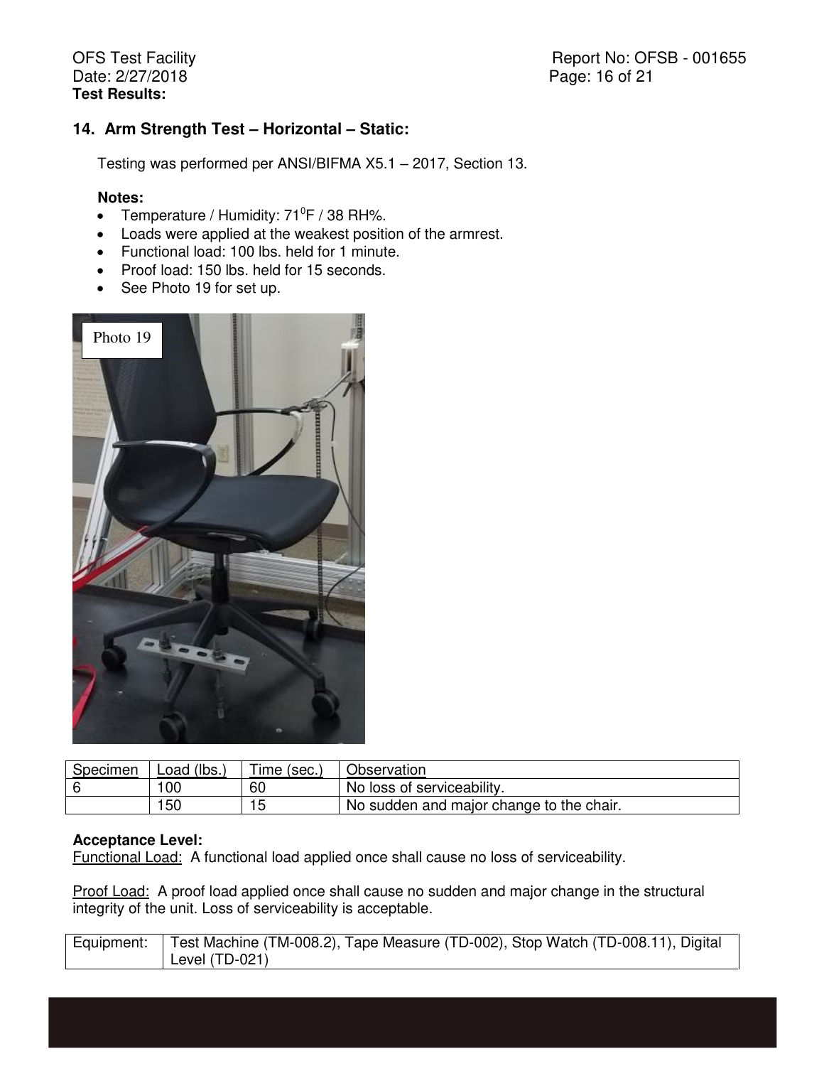**Test Results:**

## 14. Arm Strength Test – Horizontal – Static:

Testing was performed per ANSI/BIFMA X5.1 – 2017, Section 13.

**Notes:**

- Temperature / Humidity: 71$^0$F / 38 RH%.
- Loads were applied at the weakest position of the armrest.
- Functional load: 100 lbs. held for 1 minute.
- Proof load: 150 lbs. held for 15 seconds.
- See Photo 19 for set up.

Photo 19

| Specimen | Load (lbs.) | Time (sec.) | Observation |
|---|---|---|---|
| 6 | 100 | 60 | No loss of serviceability. |
| | 150 | 15 | No sudden and major change to the chair. |

**Acceptance Level:**

Functional Load: A functional load applied once shall cause no loss of serviceability.

Proof Load: A proof load applied once shall cause no sudden and major change in the structural integrity of the unit. Loss of serviceability is acceptable.

| Equipment: | Test Machine (TM-008.2), Tape Measure (TD-002), Stop Watch (TD-008.11), Digital Level (TD-021) |
|---|---|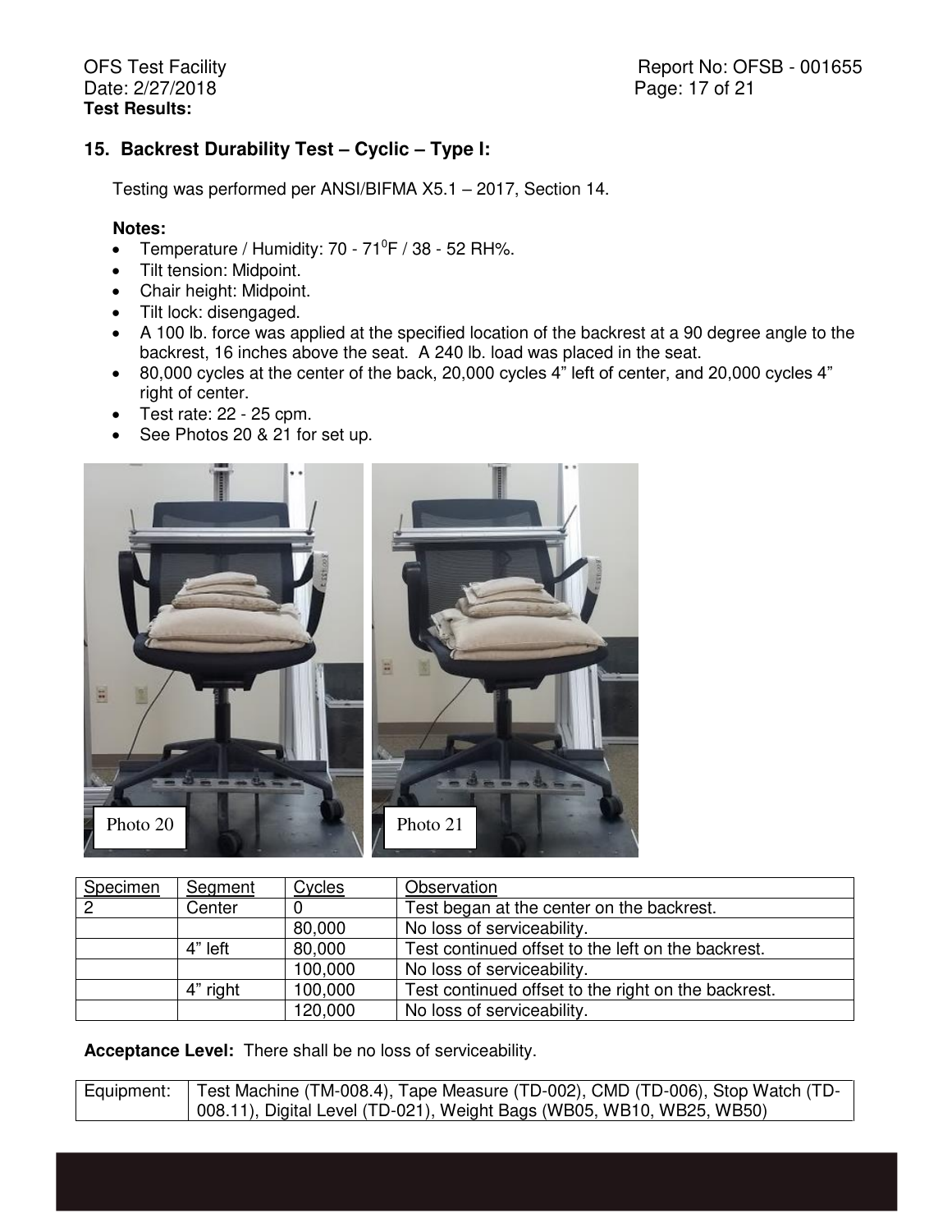**Test Results:**

## 15. Backrest Durability Test – Cyclic – Type I:

Testing was performed per ANSI/BIFMA X5.1 – 2017, Section 14.

**Notes:**

- Temperature / Humidity: 70 - 71$^{0}$F / 38 - 52 RH%.
- Tilt tension: Midpoint.
- Chair height: Midpoint.
- Tilt lock: disengaged.
- A 100 lb. force was applied at the specified location of the backrest at a 90 degree angle to the backrest, 16 inches above the seat. A 240 lb. load was placed in the seat.
- 80,000 cycles at the center of the back, 20,000 cycles 4" left of center, and 20,000 cycles 4" right of center.
- Test rate: 22 - 25 cpm.
- See Photos 20 & 21 for set up.

Photo 20

Photo 21

| Specimen | Segment | Cycles | Observation |
|---|---|---|---|
| 2 | Center | 0 | Test began at the center on the backrest. |
| | | 80,000 | No loss of serviceability. |
| | 4" left | 80,000 | Test continued offset to the left on the backrest. |
| | | 100,000 | No loss of serviceability. |
| | 4" right | 100,000 | Test continued offset to the right on the backrest. |
| | | 120,000 | No loss of serviceability. |

**Acceptance Level:** There shall be no loss of serviceability.

| Equipment: | Test Machine (TM-008.4), Tape Measure (TD-002), CMD (TD-006), Stop Watch (TD-008.11), Digital Level (TD-021), Weight Bags (WB05, WB10, WB25, WB50) |
|---|---|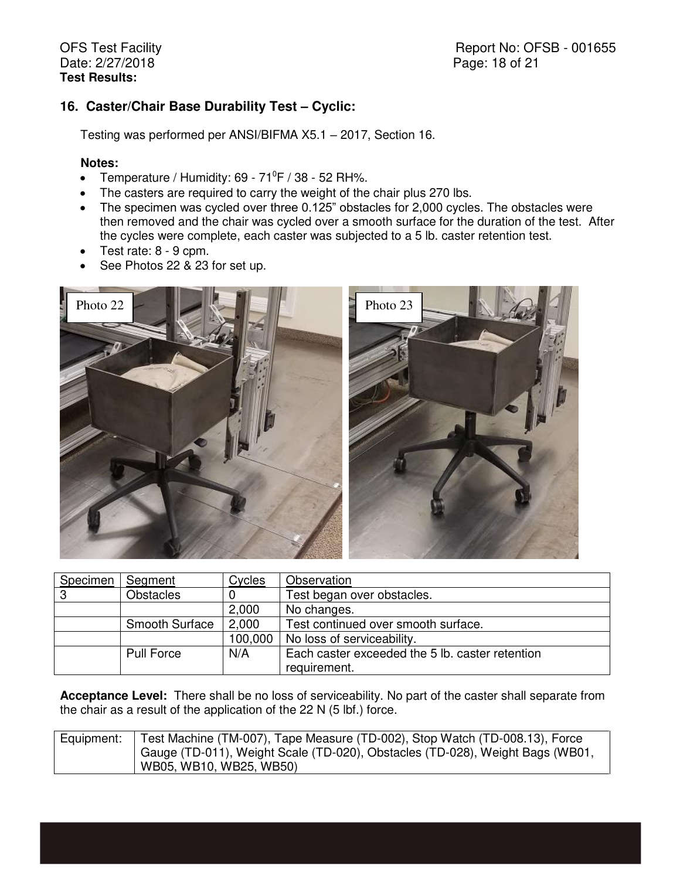**Test Results:**

## 16. Caster/Chair Base Durability Test – Cyclic:

Testing was performed per ANSI/BIFMA X5.1 – 2017, Section 16.

**Notes:**

- Temperature / Humidity: 69 - 71$^0$F / 38 - 52 RH%.
- The casters are required to carry the weight of the chair plus 270 lbs.
- The specimen was cycled over three 0.125" obstacles for 2,000 cycles. The obstacles were then removed and the chair was cycled over a smooth surface for the duration of the test. After the cycles were complete, each caster was subjected to a 5 lb. caster retention test.
- Test rate: 8 - 9 cpm.
- See Photos 22 & 23 for set up.

Photo 22

Photo 23

| Specimen | Segment | Cycles | Observation |
|---|---|---|---|
| 3 | Obstacles | 0 | Test began over obstacles. |
| | | 2,000 | No changes. |
| | Smooth Surface | 2,000 | Test continued over smooth surface. |
| | | 100,000 | No loss of serviceability. |
| | Pull Force | N/A | Each caster exceeded the 5 lb. caster retention requirement. |

**Acceptance Level:** There shall be no loss of serviceability. No part of the caster shall separate from the chair as a result of the application of the 22 N (5 lbf.) force.

| Equipment: | Test Machine (TM-007), Tape Measure (TD-002), Stop Watch (TD-008.13), Force Gauge (TD-011), Weight Scale (TD-020), Obstacles (TD-028), Weight Bags (WB01, WB05, WB10, WB25, WB50) |
|---|---|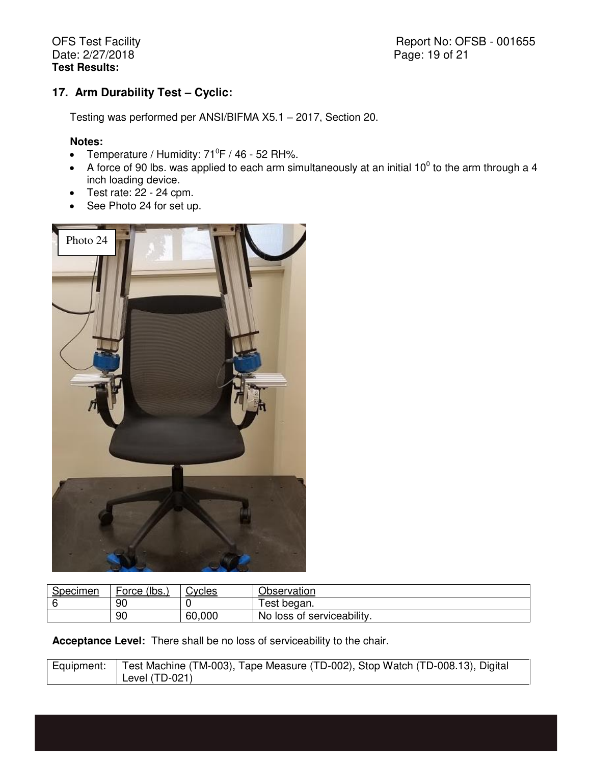**Test Results:**

## 17. Arm Durability Test – Cyclic:

Testing was performed per ANSI/BIFMA X5.1 – 2017, Section 20.

**Notes:**

- Temperature / Humidity: 71$^0$F / 46 - 52 RH%.
- A force of 90 lbs. was applied to each arm simultaneously at an initial 10$^0$ to the arm through a 4 inch loading device.
- Test rate: 22 - 24 cpm.
- See Photo 24 for set up.

Photo 24

| Specimen | Force (lbs.) | Cycles | Observation |
|---|---|---|---|
| 6 | 90 | 0 | Test began. |
| | 90 | 60,000 | No loss of serviceability. |

**Acceptance Level:** There shall be no loss of serviceability to the chair.

| Equipment: | Test Machine (TM-003), Tape Measure (TD-002), Stop Watch (TD-008.13), Digital Level (TD-021) |
|---|---|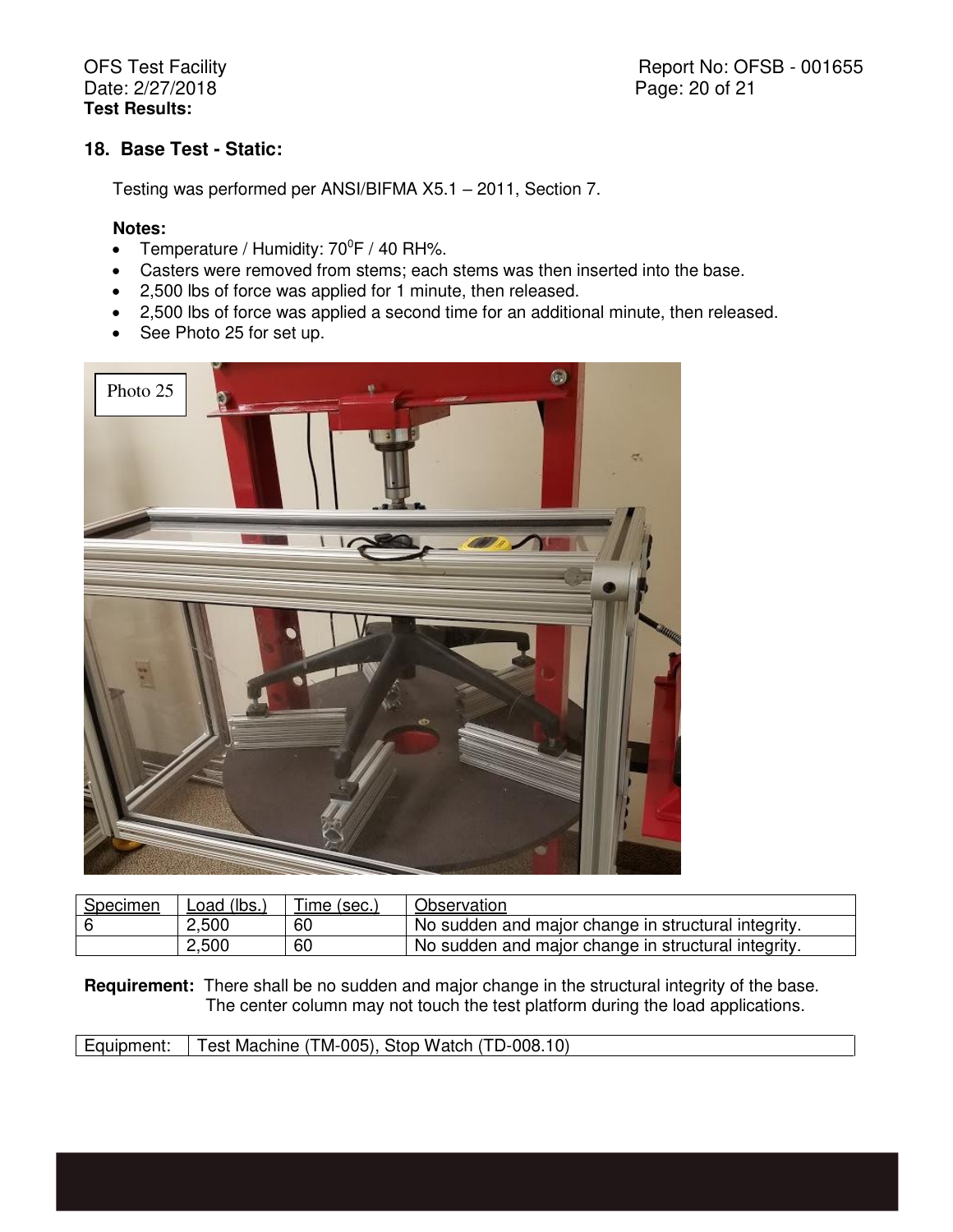**Test Results:**

## 18. Base Test - Static:

Testing was performed per ANSI/BIFMA X5.1 – 2011, Section 7.

**Notes:**

- Temperature / Humidity: 70$^0$F / 40 RH%.
- Casters were removed from stems; each stems was then inserted into the base.
- 2,500 lbs of force was applied for 1 minute, then released.
- 2,500 lbs of force was applied a second time for an additional minute, then released.
- See Photo 25 for set up.

Photo 25

| Specimen | Load (lbs.) | Time (sec.) | Observation |
|---|---|---|---|
| 6 | 2,500 | 60 | No sudden and major change in structural integrity. |
| | 2,500 | 60 | No sudden and major change in structural integrity. |

**Requirement:** There shall be no sudden and major change in the structural integrity of the base. The center column may not touch the test platform during the load applications.

| Equipment: | Test Machine (TM-005), Stop Watch (TD-008.10) |
|---|---|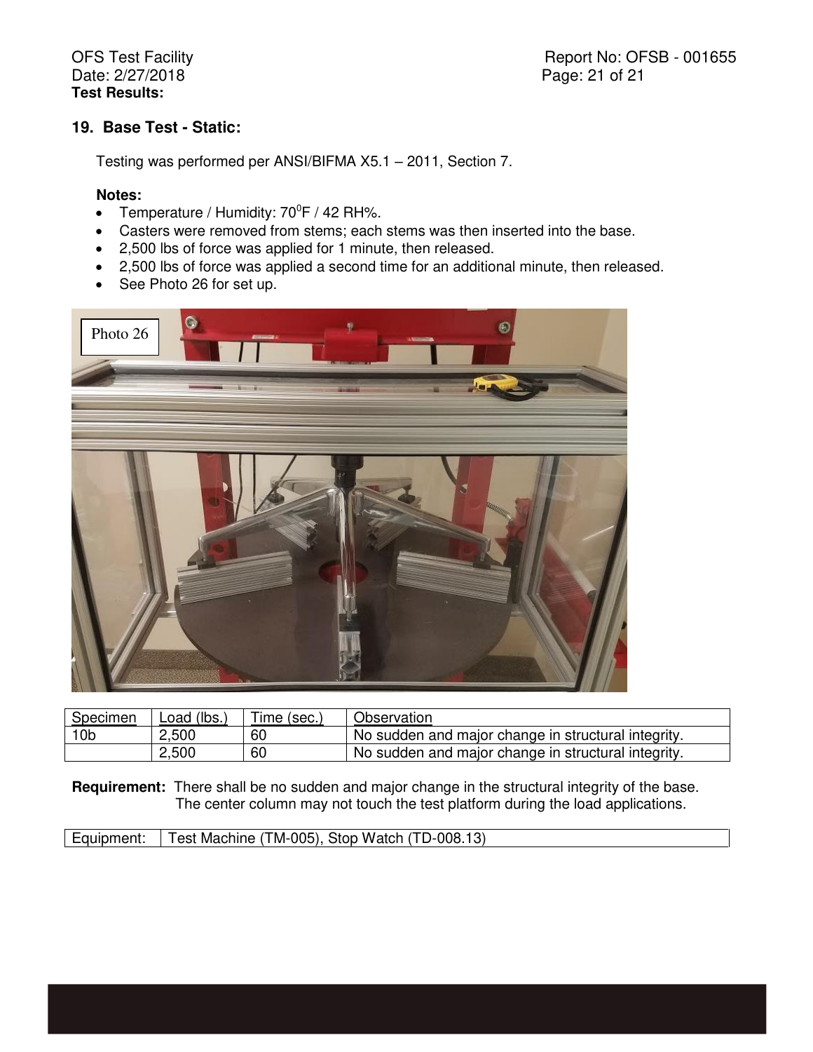**Test Results:**

## 19. Base Test - Static:

Testing was performed per ANSI/BIFMA X5.1 – 2011, Section 7.

**Notes:**

- Temperature / Humidity: $70^0$F / 42 RH%.
- Casters were removed from stems; each stems was then inserted into the base.
- 2,500 lbs of force was applied for 1 minute, then released.
- 2,500 lbs of force was applied a second time for an additional minute, then released.
- See Photo 26 for set up.

Photo 26

| Specimen | Load (lbs.) | Time (sec.) | Observation |
|---|---|---|---|
| 10b | 2,500 | 60 | No sudden and major change in structural integrity. |
| | 2,500 | 60 | No sudden and major change in structural integrity. |

**Requirement:** There shall be no sudden and major change in the structural integrity of the base. The center column may not touch the test platform during the load applications.

| | |
|---|---|
| Equipment: | Test Machine (TM-005), Stop Watch (TD-008.13) |